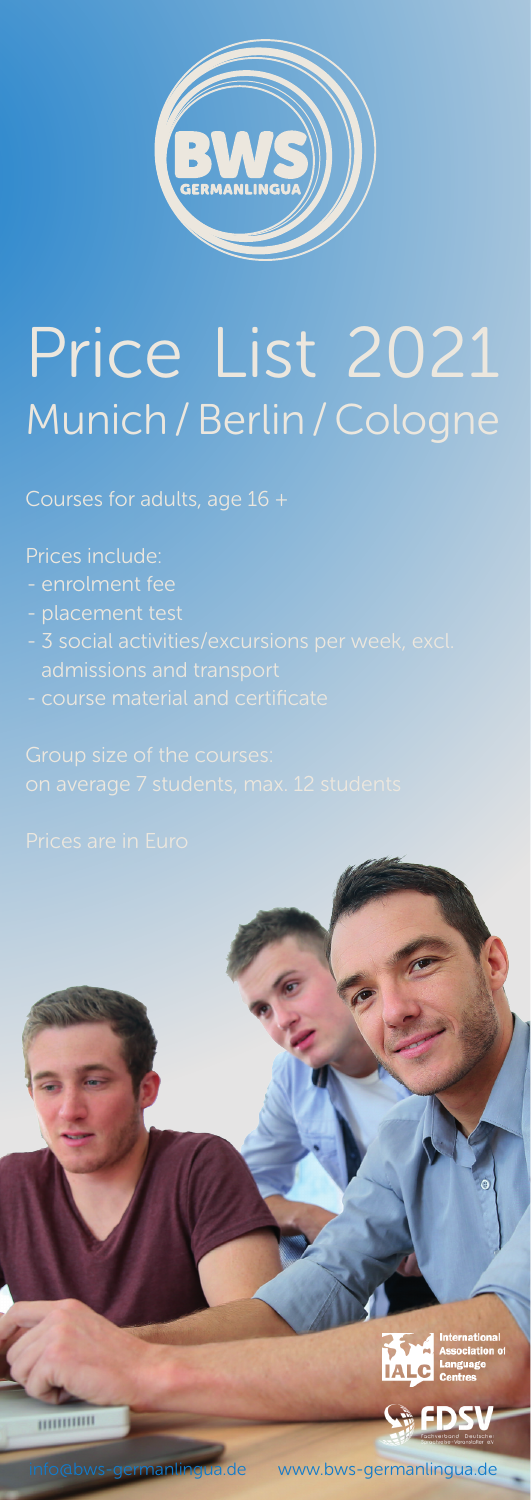BWS GERMANLINGUA

# Price List 2021

## Munich / Berlin / Cologne

Courses for adults, age 16 +

Prices include:

- enrolment fee
- placement test
- 3 social activities/excursions per week, excl. admissions and transport
- course material and certificate

Group size of the courses:
on average 7 students, max. 12 students

Prices are in Euro

International Association of Language Centres

FDSV

info@bws-germanlingua.de www.bws-germanlingua.de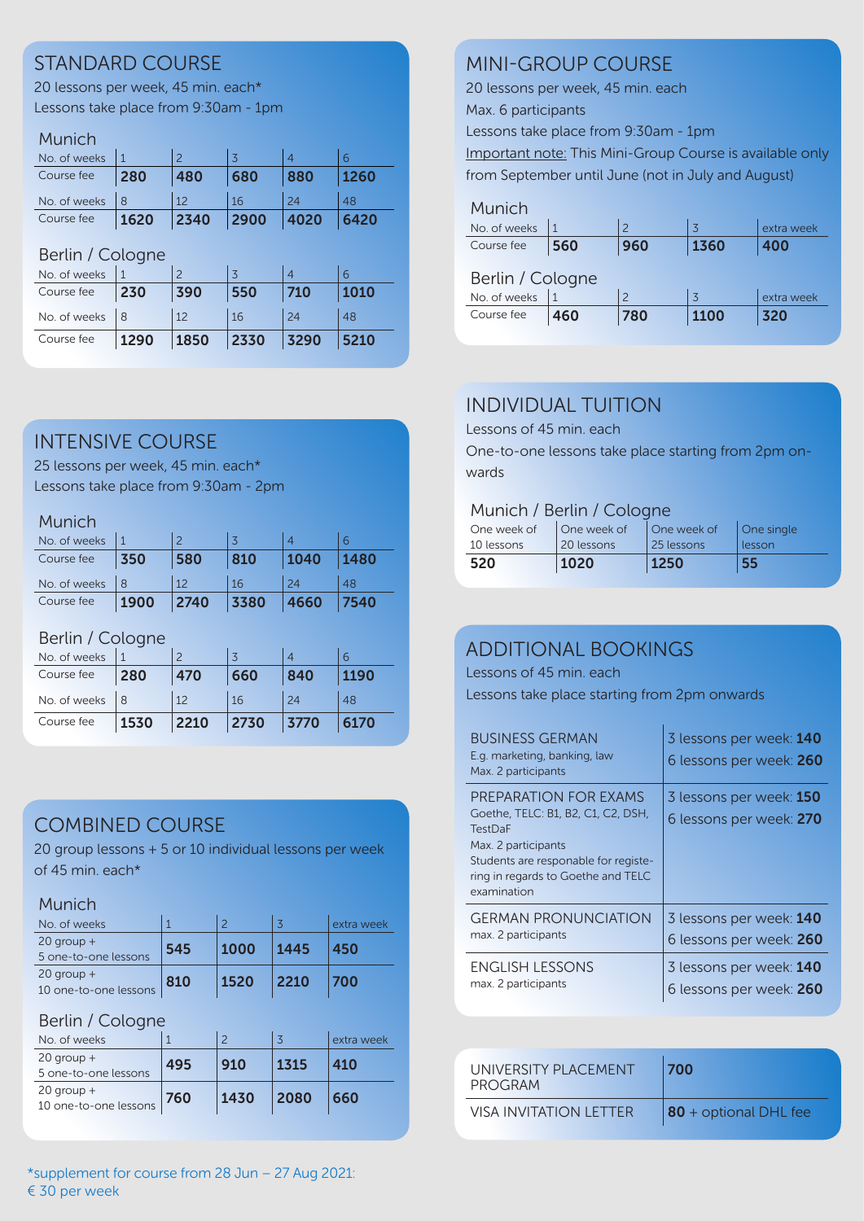## STANDARD COURSE

20 lessons per week, 45 min. each*
Lessons take place from 9:30am - 1pm

### Munich

| No. of weeks | 1 | 2 | 3 | 4 | 6 |
|---|---|---|---|---|---|
| Course fee | **280** | **480** | **680** | **880** | **1260** |
| No. of weeks | 8 | 12 | 16 | 24 | 48 |
| Course fee | **1620** | **2340** | **2900** | **4020** | **6420** |

### Berlin / Cologne

| No. of weeks | 1 | 2 | 3 | 4 | 6 |
|---|---|---|---|---|---|
| Course fee | **230** | **390** | **550** | **710** | **1010** |
| No. of weeks | 8 | 12 | 16 | 24 | 48 |
| Course fee | **1290** | **1850** | **2330** | **3290** | **5210** |

## INTENSIVE COURSE

25 lessons per week, 45 min. each*
Lessons take place from 9:30am - 2pm

### Munich

| No. of weeks | 1 | 2 | 3 | 4 | 6 |
|---|---|---|---|---|---|
| Course fee | **350** | **580** | **810** | **1040** | **1480** |
| No. of weeks | 8 | 12 | 16 | 24 | 48 |
| Course fee | **1900** | **2740** | **3380** | **4660** | **7540** |

### Berlin / Cologne

| No. of weeks | 1 | 2 | 3 | 4 | 6 |
|---|---|---|---|---|---|
| Course fee | **280** | **470** | **660** | **840** | **1190** |
| No. of weeks | 8 | 12 | 16 | 24 | 48 |
| Course fee | **1530** | **2210** | **2730** | **3770** | **6170** |

## COMBINED COURSE

20 group lessons + 5 or 10 individual lessons per week of 45 min. each*

### Munich

| No. of weeks | 1 | 2 | 3 | extra week |
|---|---|---|---|---|
| 20 group + 5 one-to-one lessons | **545** | **1000** | **1445** | **450** |
| 20 group + 10 one-to-one lessons | **810** | **1520** | **2210** | **700** |

### Berlin / Cologne

| No. of weeks | 1 | 2 | 3 | extra week |
|---|---|---|---|---|
| 20 group + 5 one-to-one lessons | **495** | **910** | **1315** | **410** |
| 20 group + 10 one-to-one lessons | **760** | **1430** | **2080** | **660** |

*supplement for course from 28 Jun – 27 Aug 2021: € 30 per week

## MINI-GROUP COURSE

20 lessons per week, 45 min. each
Max. 6 participants
Lessons take place from 9:30am - 1pm
Important note: This Mini-Group Course is available only from September until June (not in July and August)

### Munich

| No. of weeks | 1 | 2 | 3 | extra week |
|---|---|---|---|---|
| Course fee | **560** | **960** | **1360** | **400** |

### Berlin / Cologne

| No. of weeks | 1 | 2 | 3 | extra week |
|---|---|---|---|---|
| Course fee | **460** | **780** | **1100** | **320** |

## INDIVIDUAL TUITION

Lessons of 45 min. each
One-to-one lessons take place starting from 2pm onwards

### Munich / Berlin / Cologne

| One week of 10 lessons | One week of 20 lessons | One week of 25 lessons | One single lesson |
|---|---|---|---|
| **520** | **1020** | **1250** | **55** |

## ADDITIONAL BOOKINGS

Lessons of 45 min. each
Lessons take place starting from 2pm onwards

| Course | Fees |
|---|---|
| BUSINESS GERMAN<br>E.g. marketing, banking, law<br>Max. 2 participants | 3 lessons per week: **140**<br>6 lessons per week: **260** |
| PREPARATION FOR EXAMS<br>Goethe, TELC: B1, B2, C1, C2, DSH, TestDaF<br>Max. 2 participants<br>Students are responable for registering in regards to Goethe and TELC examination | 3 lessons per week: **150**<br>6 lessons per week: **270** |
| GERMAN PRONUNCIATION<br>max. 2 participants | 3 lessons per week: **140**<br>6 lessons per week: **260** |
| ENGLISH LESSONS<br>max. 2 participants | 3 lessons per week: **140**<br>6 lessons per week: **260** |

| Service | Fee |
|---|---|
| UNIVERSITY PLACEMENT PROGRAM | **700** |
| VISA INVITATION LETTER | **80** + optional DHL fee |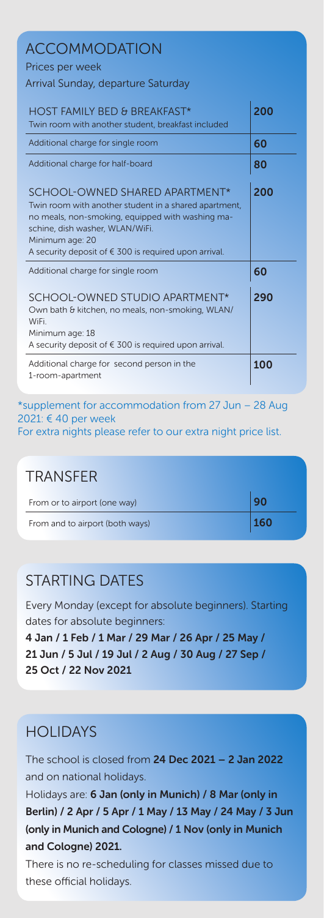## ACCOMMODATION

Prices per week

Arrival Sunday, departure Saturday

| | |
|---|---|
| HOST FAMILY BED & BREAKFAST*<br>Twin room with another student, breakfast included | **200** |
| Additional charge for single room | **60** |
| Additional charge for half-board | **80** |
| SCHOOL-OWNED SHARED APARTMENT*<br>Twin room with another student in a shared apartment, no meals, non-smoking, equipped with washing ma-schine, dish washer, WLAN/WiFi.<br>Minimum age: 20<br>A security deposit of € 300 is required upon arrival. | **200** |
| Additional charge for single room | **60** |
| SCHOOL-OWNED STUDIO APARTMENT*<br>Own bath & kitchen, no meals, non-smoking, WLAN/WiFi.<br>Minimum age: 18<br>A security deposit of € 300 is required upon arrival. | **290** |
| Additional charge for second person in the 1-room-apartment | **100** |

*supplement for accommodation from 27 Jun – 28 Aug 2021: € 40 per week

For extra nights please refer to our extra night price list.

## TRANSFER

| | |
|---|---|
| From or to airport (one way) | **90** |
| From and to airport (both ways) | **160** |

## STARTING DATES

Every Monday (except for absolute beginners). Starting dates for absolute beginners:

**4 Jan / 1 Feb / 1 Mar / 29 Mar / 26 Apr / 25 May / 21 Jun / 5 Jul / 19 Jul / 2 Aug / 30 Aug / 27 Sep / 25 Oct / 22 Nov 2021**

## HOLIDAYS

The school is closed from **24 Dec 2021 – 2 Jan 2022** and on national holidays.

Holidays are: **6 Jan (only in Munich) / 8 Mar (only in Berlin) / 2 Apr / 5 Apr / 1 May / 13 May / 24 May / 3 Jun (only in Munich and Cologne) / 1 Nov (only in Munich and Cologne) 2021.**

There is no re-scheduling for classes missed due to these official holidays.